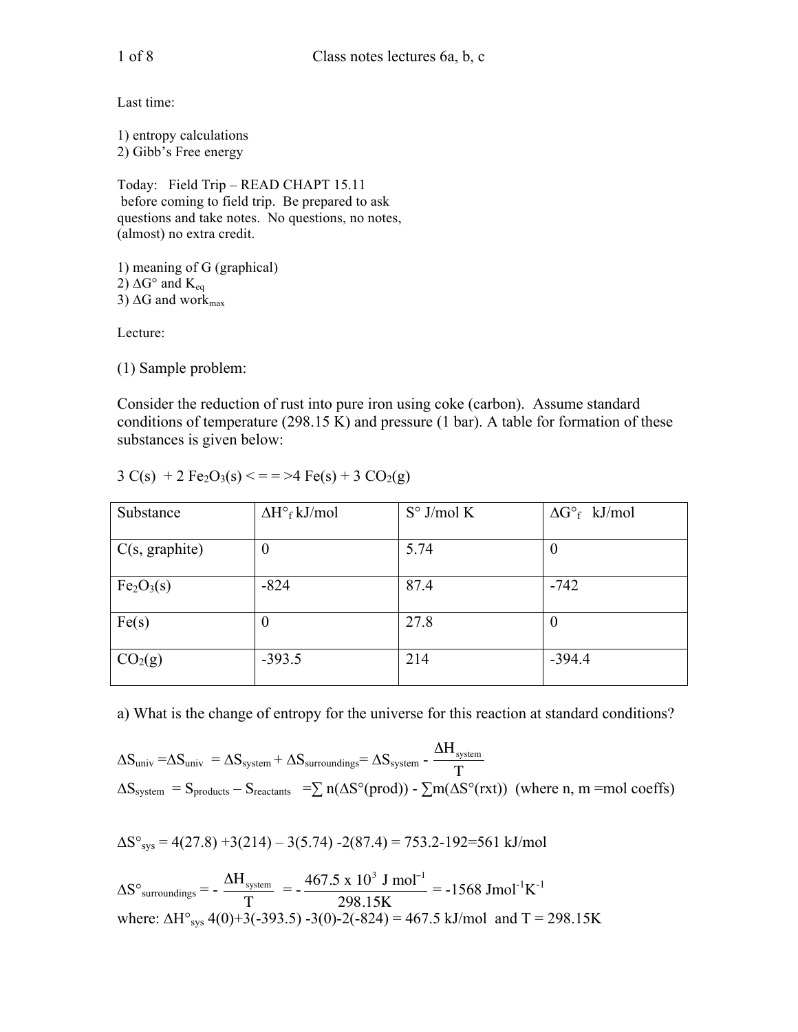Class notes lectures 6a, b, c

Last time:

1) entropy calculations
2) Gibb's Free energy

Today: Field Trip – READ CHAPT 15.11 before coming to field trip. Be prepared to ask questions and take notes. No questions, no notes, (almost) no extra credit.

1) meaning of G (graphical)
2) $\Delta G°$ and $K_{eq}$
3) $\Delta G$ and $work_{max}$

Lecture:

(1) Sample problem:

Consider the reduction of rust into pure iron using coke (carbon). Assume standard conditions of temperature (298.15 K) and pressure (1 bar). A table for formation of these substances is given below:

$3\,C(s) + 2\,Fe_2O_3(s) <==> 4\,Fe(s) + 3\,CO_2(g)$

| Substance | $\Delta H°_f$ kJ/mol | S° J/mol K | $\Delta G°_f$ kJ/mol |
|---|---|---|---|
| C(s, graphite) | 0 | 5.74 | 0 |
| $Fe_2O_3$(s) | -824 | 87.4 | -742 |
| Fe(s) | 0 | 27.8 | 0 |
| $CO_2$(g) | -393.5 | 214 | -394.4 |

a) What is the change of entropy for the universe for this reaction at standard conditions?

$$\Delta S_{univ} = \Delta S_{univ} = \Delta S_{system} + \Delta S_{surroundings} = \Delta S_{system} - \frac{\Delta H_{system}}{T}$$

$\Delta S_{system} = S_{products} - S_{reactants} = \sum n(\Delta S°(prod)) - \sum m(\Delta S°(rxt))$ (where n, m =mol coeffs)

$$\Delta S°_{sys} = 4(27.8) + 3(214) - 3(5.74) - 2(87.4) = 753.2 - 192 = 561 \text{ kJ/mol}$$

$$\Delta S°_{surroundings} = -\frac{\Delta H_{system}}{T} = -\frac{467.5 \times 10^3 \text{ J mol}^{-1}}{298.15\text{K}} = -1568 \text{ Jmol}^{-1}\text{K}^{-1}$$

where: $\Delta H°_{sys}$ 4(0)+3(-393.5) -3(0)-2(-824) = 467.5 kJ/mol and T = 298.15K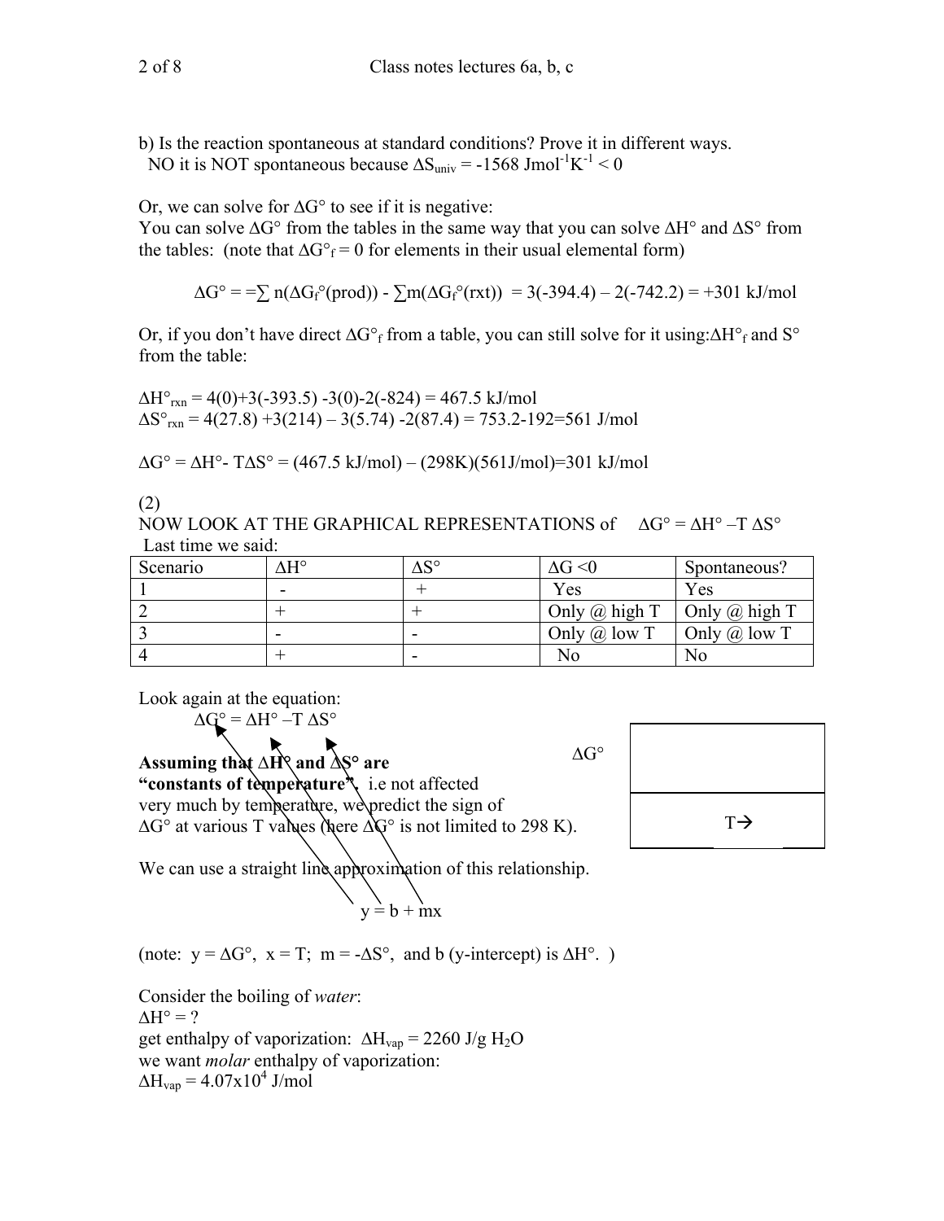b) Is the reaction spontaneous at standard conditions? Prove it in different ways.
NO it is NOT spontaneous because $\Delta S_{univ} = -1568\ Jmol^{-1}K^{-1} < 0$

Or, we can solve for $\Delta G°$ to see if it is negative:
You can solve $\Delta G°$ from the tables in the same way that you can solve $\Delta H°$ and $\Delta S°$ from the tables: (note that $\Delta G°_f = 0$ for elements in their usual elemental form)

$$\Delta G° = = \sum n(\Delta G_f°(prod)) - \sum m(\Delta G_f°(rxt)) = 3(-394.4) - 2(-742.2) = +301\ kJ/mol$$

Or, if you don't have direct $\Delta G°_f$ from a table, you can still solve for it using: $\Delta H°_f$ and $S°$ from the table:

$\Delta H°_{rxn} = 4(0)+3(-393.5) -3(0)-2(-824) = 467.5\ kJ/mol$
$\Delta S°_{rxn} = 4(27.8) +3(214) - 3(5.74) -2(87.4) = 753.2-192=561\ J/mol$

$\Delta G° = \Delta H° - T\Delta S° = (467.5\ kJ/mol) - (298K)(561 J/mol)=301\ kJ/mol$

(2)
NOW LOOK AT THE GRAPHICAL REPRESENTATIONS of $\Delta G° = \Delta H° - T\ \Delta S°$
Last time we said:

| Scenario | $\Delta H°$ | $\Delta S°$ | $\Delta G < 0$ | Spontaneous? |
|---|---|---|---|---|
| 1 | - | + | Yes | Yes |
| 2 | + | + | Only @ high T | Only @ high T |
| 3 | - | - | Only @ low T | Only @ low T |
| 4 | + | - | No | No |

Look again at the equation:
$\Delta G° = \Delta H° - T\ \Delta S°$

**Assuming that $\Delta H°$ and $\Delta S°$ are "constants of temperature".** i.e not affected very much by temperature, we predict the sign of $\Delta G°$ at various T values (here $\Delta G°$ is not limited to 298 K).

$\Delta G°$

T→

We can use a straight line approximation of this relationship.

$$y = b + mx$$

(note: $y = \Delta G°$, $x = T$; $m = -\Delta S°$, and b (y-intercept) is $\Delta H°$. )

Consider the boiling of *water*:
$\Delta H° = ?$
get enthalpy of vaporization: $\Delta H_{vap} = 2260\ J/g\ H_2O$
we want *molar* enthalpy of vaporization:
$\Delta H_{vap} = 4.07x10^4\ J/mol$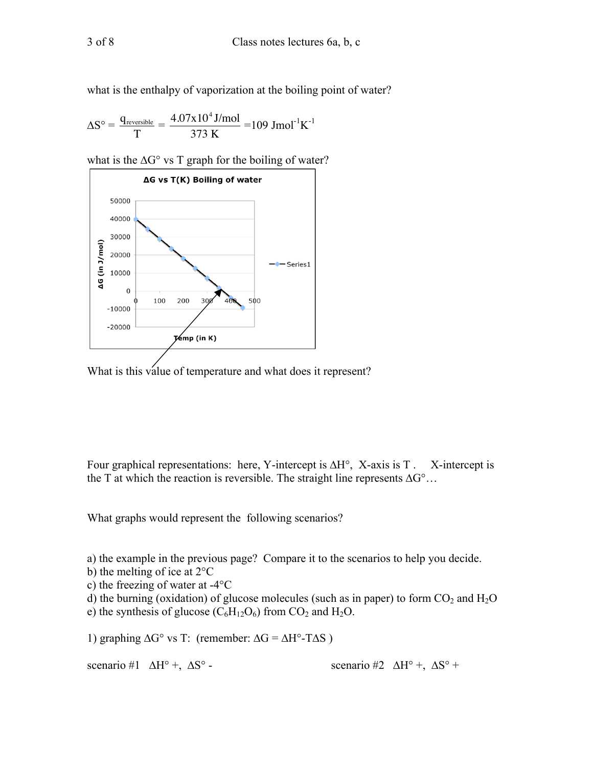what is the enthalpy of vaporization at the boiling point of water?

$$\Delta S° = \frac{q_{reversible}}{T} = \frac{4.07x10^4 \text{ J/mol}}{373 \text{ K}} = 109 \text{ Jmol}^{-1}\text{K}^{-1}$$

what is the $\Delta G°$ vs T graph for the boiling of water?

What is this value of temperature and what does it represent?

Four graphical representations: here, Y-intercept is $\Delta H°$, X-axis is T . X-intercept is the T at which the reaction is reversible. The straight line represents $\Delta G°$…

What graphs would represent the following scenarios?

a) the example in the previous page? Compare it to the scenarios to help you decide.
b) the melting of ice at 2°C
c) the freezing of water at -4°C
d) the burning (oxidation) of glucose molecules (such as in paper) to form $CO_2$ and $H_2O$
e) the synthesis of glucose ($C_6H_{12}O_6$) from $CO_2$ and $H_2O$.

1) graphing $\Delta G°$ vs T: (remember: $\Delta G = \Delta H° - T\Delta S$ )

scenario #1 $\Delta H°$ +, $\Delta S°$ -

scenario #2 $\Delta H°$ +, $\Delta S°$ +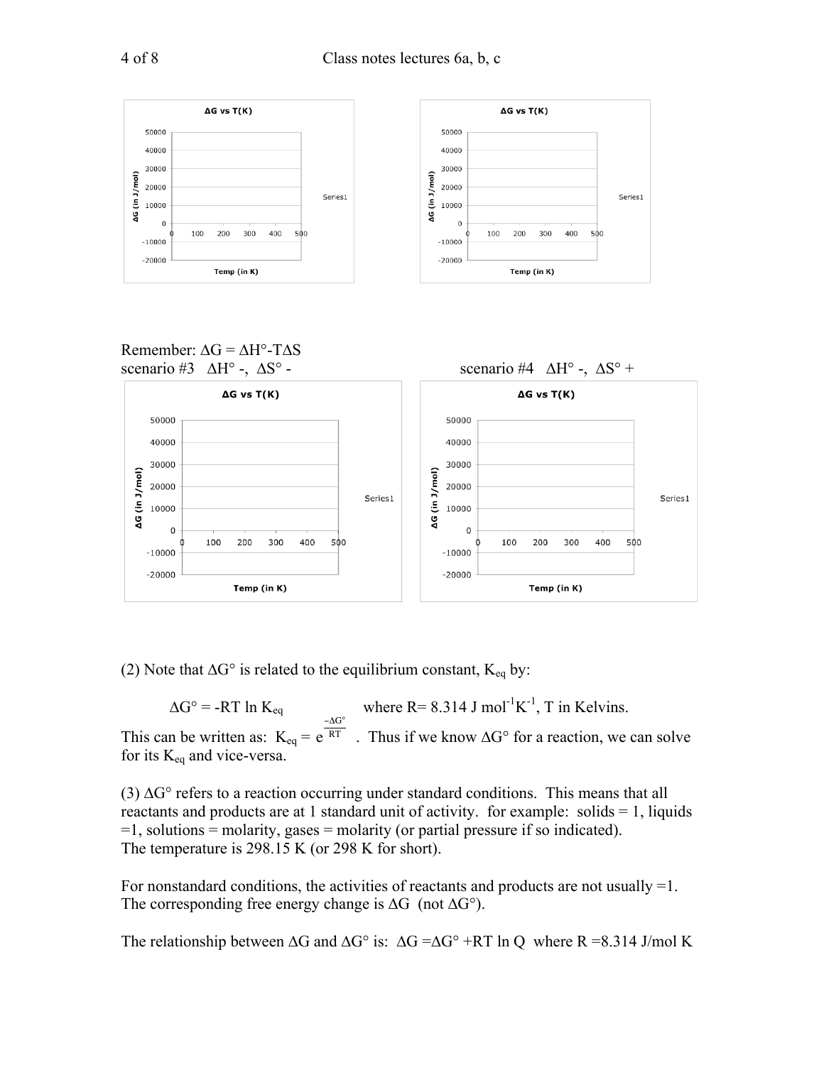Remember: $\Delta G = \Delta H° - T\Delta S$

scenario #3 $\Delta H°$ -, $\Delta S°$ -

scenario #4 $\Delta H°$ -, $\Delta S°$ +

(2) Note that $\Delta G°$ is related to the equilibrium constant, $K_{eq}$ by:

$$\Delta G° = -RT \ln K_{eq} \qquad \text{where } R = 8.314 \text{ J mol}^{-1}\text{K}^{-1}, T \text{ in Kelvins.}$$

This can be written as: $K_{eq} = e^{\frac{-\Delta G°}{RT}}$ . Thus if we know $\Delta G°$ for a reaction, we can solve for its $K_{eq}$ and vice-versa.

(3) $\Delta G°$ refers to a reaction occurring under standard conditions. This means that all reactants and products are at 1 standard unit of activity. for example: solids = 1, liquids =1, solutions = molarity, gases = molarity (or partial pressure if so indicated). The temperature is 298.15 K (or 298 K for short).

For nonstandard conditions, the activities of reactants and products are not usually =1. The corresponding free energy change is $\Delta G$ (not $\Delta G°$).

The relationship between $\Delta G$ and $\Delta G°$ is: $\Delta G = \Delta G° + RT \ln Q$ where R =8.314 J/mol K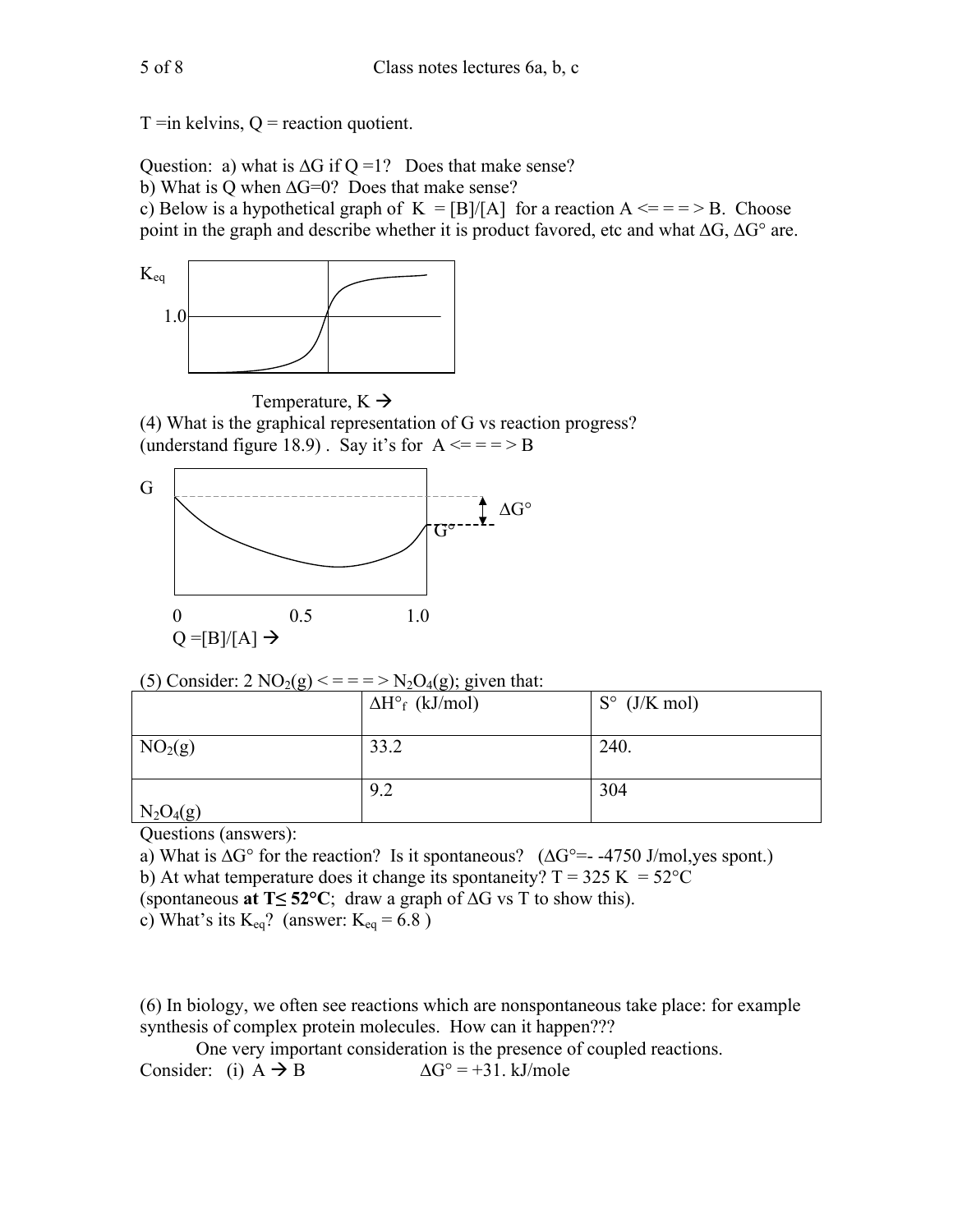T =in kelvins, Q = reaction quotient.

Question: a) what is $\Delta G$ if Q =1? Does that make sense?
b) What is Q when $\Delta G$=0? Does that make sense?
c) Below is a hypothetical graph of K = [B]/[A] for a reaction A <= = = > B. Choose point in the graph and describe whether it is product favored, etc and what $\Delta G$, $\Delta G°$ are.

$K_{eq}$

1.0

Temperature, K →

(4) What is the graphical representation of G vs reaction progress? (understand figure 18.9). Say it's for A <= = = > B

G

$\Delta G°$

G°

0 0.5 1.0
Q =[B]/[A] →

(5) Consider: 2 $NO_2$(g) < = = = > $N_2O_4$(g); given that:

| | $\Delta H°_f$ (kJ/mol) | S° (J/K mol) |
|---|---|---|
| $NO_2$(g) | 33.2 | 240. |
| $N_2O_4$(g) | 9.2 | 304 |

Questions (answers):
a) What is $\Delta G°$ for the reaction? Is it spontaneous? ($\Delta G°$=- -4750 J/mol,yes spont.)
b) At what temperature does it change its spontaneity? T = 325 K = 52°C (spontaneous **at T≤ 52°C**; draw a graph of $\Delta G$ vs T to show this).
c) What's its $K_{eq}$? (answer: $K_{eq}$ = 6.8 )

(6) In biology, we often see reactions which are nonspontaneous take place: for example synthesis of complex protein molecules. How can it happen???

One very important consideration is the presence of coupled reactions.

Consider: (i) A → B $\Delta G°$ = +31. kJ/mole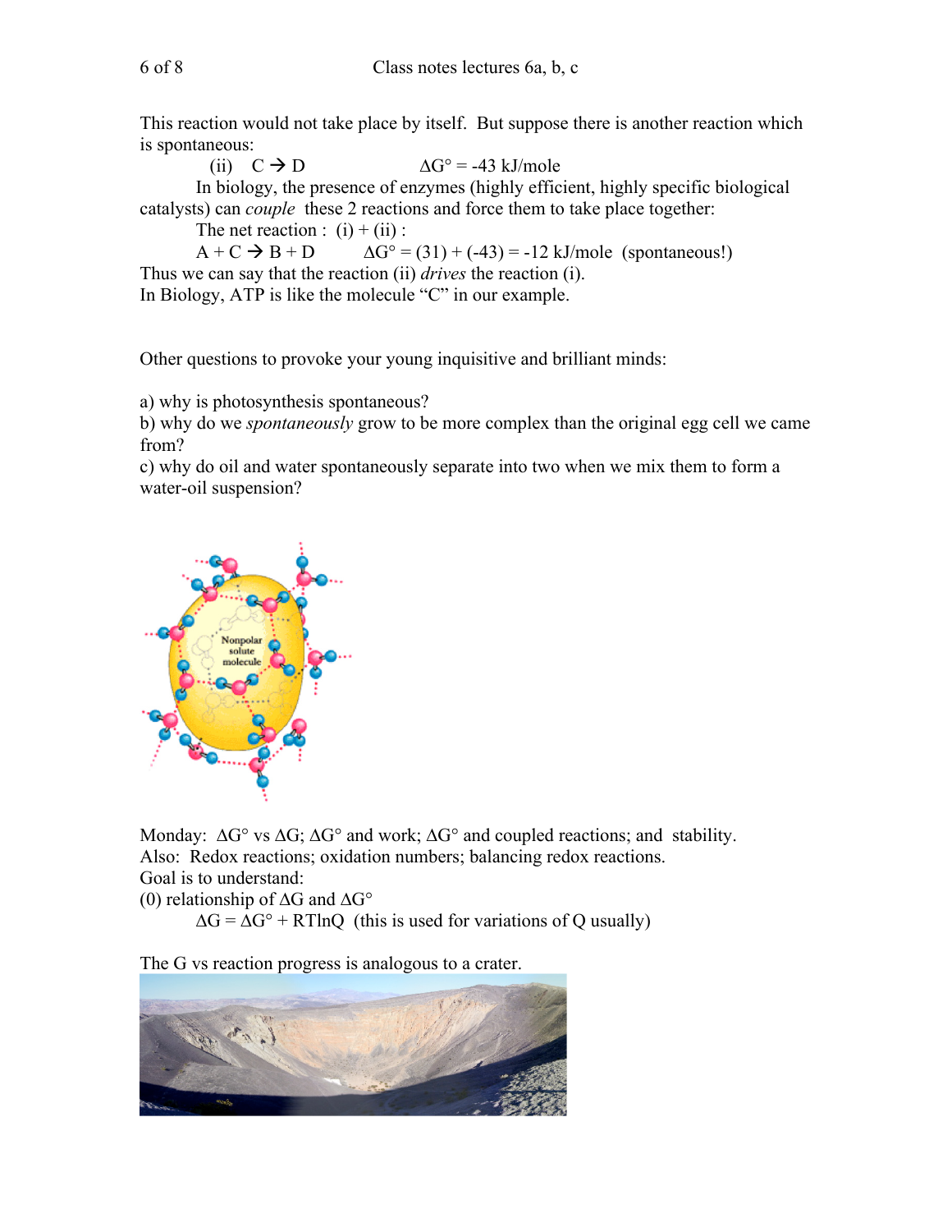This reaction would not take place by itself. But suppose there is another reaction which is spontaneous:

(ii) $C \rightarrow D$ $\Delta G° = -43$ kJ/mole

In biology, the presence of enzymes (highly efficient, highly specific biological catalysts) can *couple* these 2 reactions and force them to take place together:

The net reaction : (i) + (ii) :

$A + C \rightarrow B + D$ $\Delta G° = (31) + (-43) = -12$ kJ/mole (spontaneous!)

Thus we can say that the reaction (ii) *drives* the reaction (i).
In Biology, ATP is like the molecule "C" in our example.

Other questions to provoke your young inquisitive and brilliant minds:

a) why is photosynthesis spontaneous?
b) why do we *spontaneously* grow to be more complex than the original egg cell we came from?
c) why do oil and water spontaneously separate into two when we mix them to form a water-oil suspension?

Monday: $\Delta G°$ vs $\Delta G$; $\Delta G°$ and work; $\Delta G°$ and coupled reactions; and stability.
Also: Redox reactions; oxidation numbers; balancing redox reactions.
Goal is to understand:
(0) relationship of $\Delta G$ and $\Delta G°$

$\Delta G = \Delta G° + RT\ln Q$ (this is used for variations of Q usually)

The G vs reaction progress is analogous to a crater.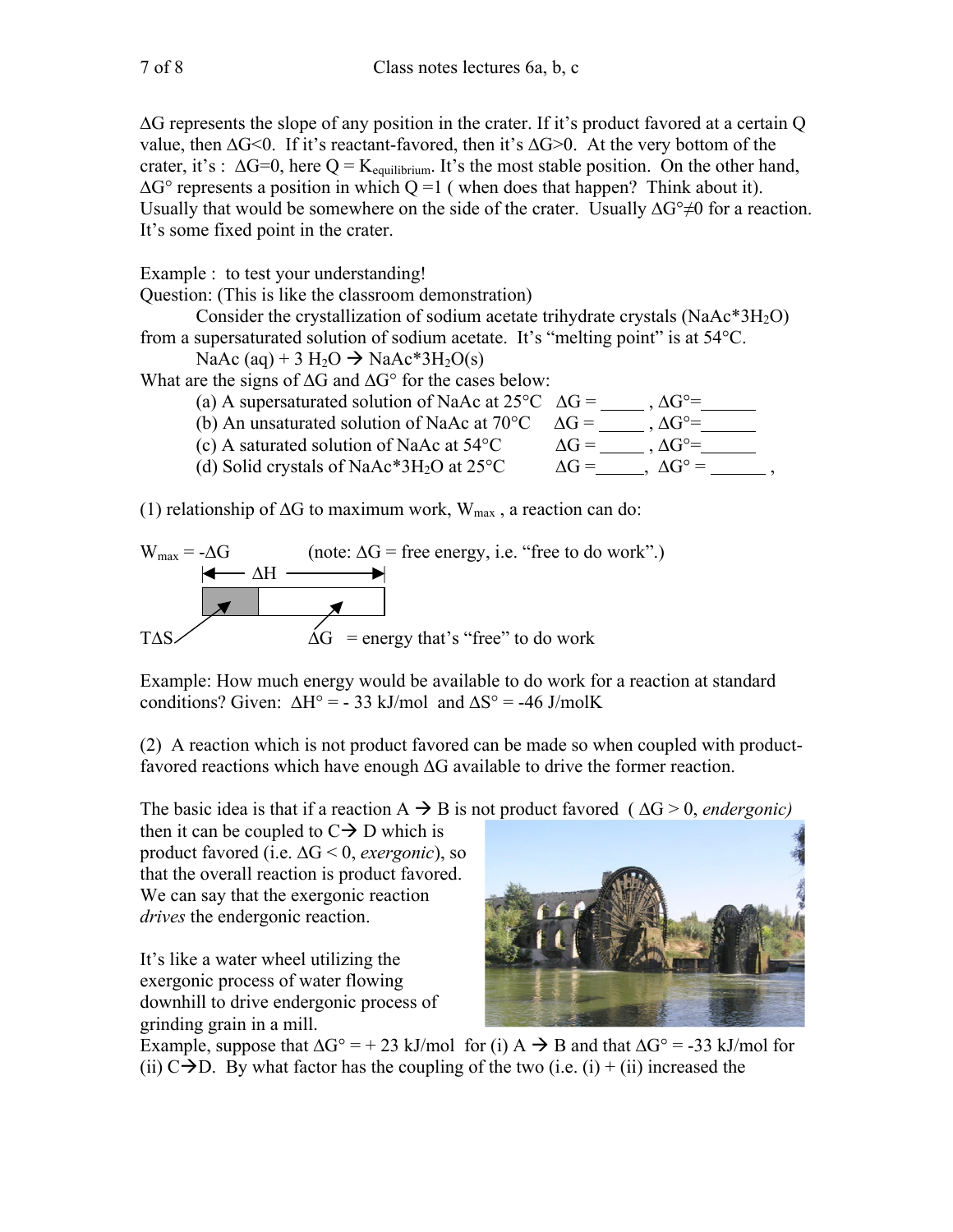$\Delta G$ represents the slope of any position in the crater. If it's product favored at a certain Q value, then $\Delta G<0$. If it's reactant-favored, then it's $\Delta G>0$. At the very bottom of the crater, it's : $\Delta G=0$, here $Q = K_{equilibrium}$. It's the most stable position. On the other hand, $\Delta G°$ represents a position in which Q =1 ( when does that happen? Think about it). Usually that would be somewhere on the side of the crater. Usually $\Delta G° \neq 0$ for a reaction. It's some fixed point in the crater.

Example : to test your understanding!
Question: (This is like the classroom demonstration)

Consider the crystallization of sodium acetate trihydrate crystals ($NaAc*3H_2O$) from a supersaturated solution of sodium acetate. It's "melting point" is at 54°C.

$NaAc\ (aq) + 3\ H_2O \rightarrow NaAc*3H_2O(s)$

What are the signs of $\Delta G$ and $\Delta G°$ for the cases below:

(a) A supersaturated solution of NaAc at 25°C $\Delta G$ = _____ , $\Delta G°$=______
(b) An unsaturated solution of NaAc at 70°C $\Delta G$ = _____ , $\Delta G°$=______
(c) A saturated solution of NaAc at 54°C $\Delta G$ = _____ , $\Delta G°$=______
(d) Solid crystals of $NaAc*3H_2O$ at 25°C $\Delta G$ =_____, $\Delta G°$ = ______ ,

(1) relationship of $\Delta G$ to maximum work, $W_{max}$ , a reaction can do:

$W_{max} = -\Delta G$ (note: $\Delta G$ = free energy, i.e. "free to do work".)

$\Delta H$

$T\Delta S$ $\Delta G$ = energy that's "free" to do work

Example: How much energy would be available to do work for a reaction at standard conditions? Given: $\Delta H° = -33$ kJ/mol and $\Delta S° = -46$ J/molK

(2) A reaction which is not product favored can be made so when coupled with product-favored reactions which have enough $\Delta G$ available to drive the former reaction.

The basic idea is that if a reaction A → B is not product favored ( $\Delta G > 0$, *endergonic)* then it can be coupled to C→ D which is product favored (i.e. $\Delta G < 0$, *exergonic*), so that the overall reaction is product favored. We can say that the exergonic reaction *drives* the endergonic reaction.

It's like a water wheel utilizing the exergonic process of water flowing downhill to drive endergonic process of grinding grain in a mill.

Example, suppose that $\Delta G° = +23$ kJ/mol for (i) A → B and that $\Delta G° = -33$ kJ/mol for (ii) C→D. By what factor has the coupling of the two (i.e. (i) + (ii) increased the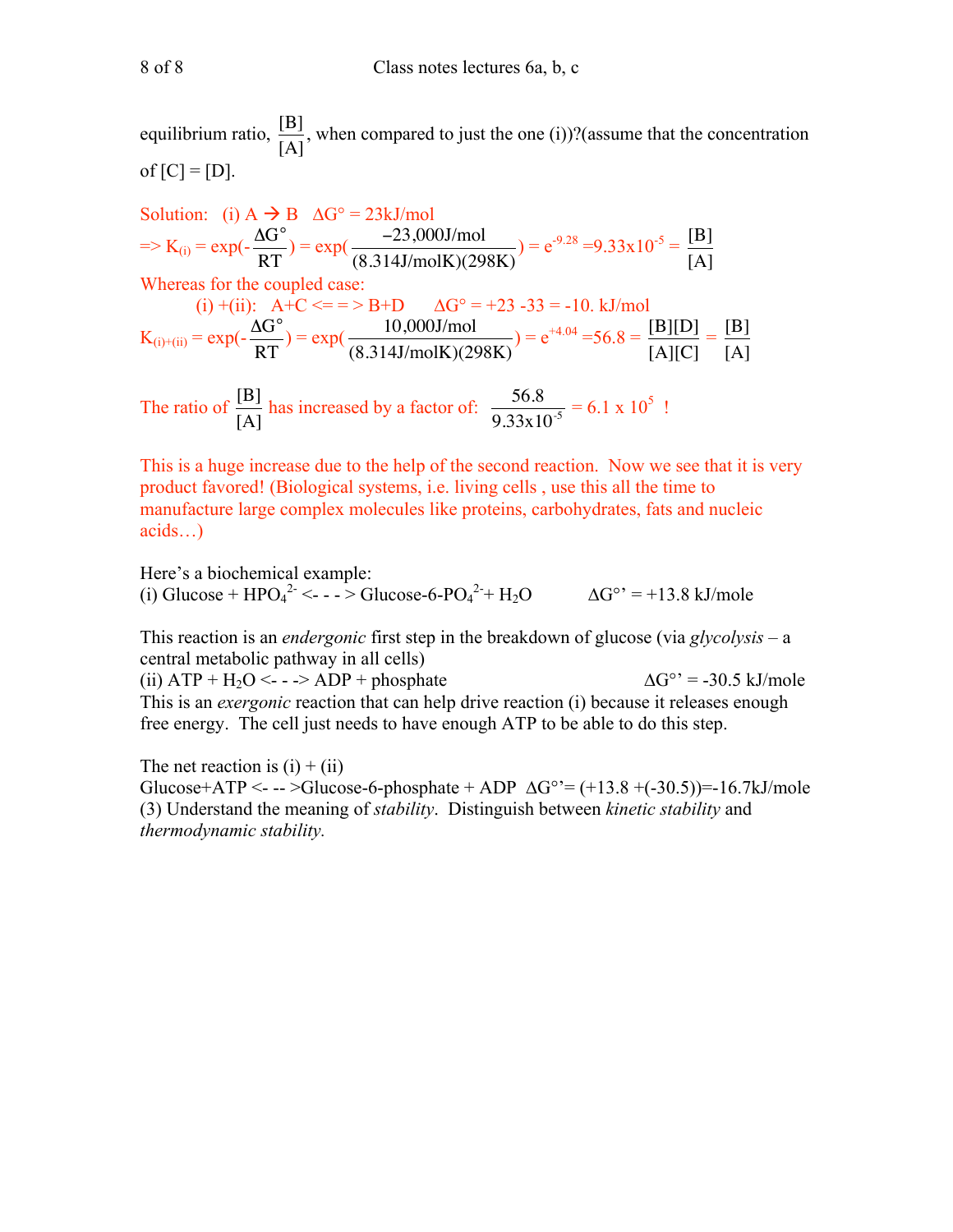equilibrium ratio, $\frac{[B]}{[A]}$, when compared to just the one (i))?(assume that the concentration of [C] = [D].

Solution: (i) A → B $\Delta G° = 23 kJ/mol$

$$\Rightarrow K_{(i)} = \exp\left(-\frac{\Delta G°}{RT}\right) = \exp\left(\frac{-23{,}000 J/mol}{(8.314 J/molK)(298K)}\right) = e^{-9.28} = 9.33\times10^{-5} = \frac{[B]}{[A]}$$

Whereas for the coupled case:

(i) +(ii): A+C <= = > B+D $\Delta G° = +23 - 33 = -10.$ kJ/mol

$$K_{(i)+(ii)} = \exp\left(-\frac{\Delta G°}{RT}\right) = \exp\left(\frac{10{,}000 J/mol}{(8.314 J/molK)(298K)}\right) = e^{+4.04} = 56.8 = \frac{[B][D]}{[A][C]} = \frac{[B]}{[A]}$$

The ratio of $\frac{[B]}{[A]}$ has increased by a factor of: $\frac{56.8}{9.33\times10^{-5}} = 6.1 \times 10^{5}$ !

This is a huge increase due to the help of the second reaction. Now we see that it is very product favored! (Biological systems, i.e. living cells , use this all the time to manufacture large complex molecules like proteins, carbohydrates, fats and nucleic acids…)

Here's a biochemical example:

(i) Glucose + $HPO_4^{2-}$ <- - - > Glucose-6-$PO_4^{2-}$+ $H_2O$ $\Delta G°' = +13.8$ kJ/mole

This reaction is an *endergonic* first step in the breakdown of glucose (via *glycolysis* – a central metabolic pathway in all cells)

(ii) ATP + $H_2O$ <- - -> ADP + phosphate $\Delta G°' = -30.5$ kJ/mole

This is an *exergonic* reaction that can help drive reaction (i) because it releases enough free energy. The cell just needs to have enough ATP to be able to do this step.

The net reaction is (i) + (ii)

Glucose+ATP <- -- >Glucose-6-phosphate + ADP $\Delta G°' = (+13.8 + (-30.5)) = -16.7$ kJ/mole

(3) Understand the meaning of *stability*. Distinguish between *kinetic stability* and *thermodynamic stability.*